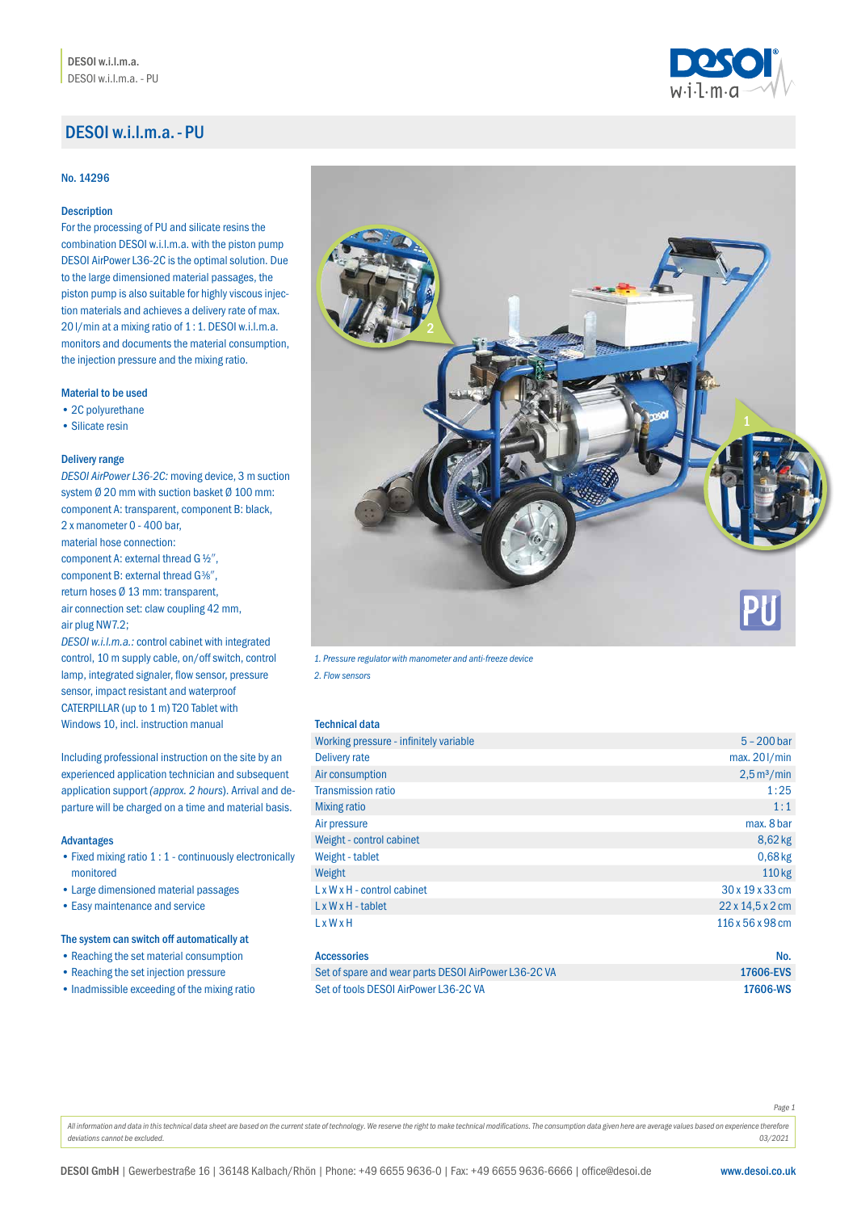# DESOI w.i.l.m.a. - PU

No. 14296

### Description

For the processing of PU and silicate resins the combination DESOI w.i.l.m.a. with the piston pump DESOI AirPower L36-2C is the optimal solution. Due to the large dimensioned material passages, the piston pump is also suitable for highly viscous injection materials and achieves a delivery rate of max. 20 l/min at a mixing ratio of 1 : 1. DESOI w.i.l.m.a. monitors and documents the material consumption, the injection pressure and the mixing ratio.

### Material to be used

- 2C polyurethane
- Silicate resin

### Delivery range

*DESOI AirPower L36-2C:* moving device, 3 m suction system Ø 20 mm with suction basket Ø 100 mm: component A: transparent, component B: black, 2 x manometer 0 - 400 bar, material hose connection: component A: external thread G ½″, component B: external thread G⅜″, return hoses Ø 13 mm: transparent, air connection set: claw coupling 42 mm, air plug NW7.2;
*DESOI w.i.l.m.a.:* control cabinet with integrated control, 10 m supply cable, on/off switch, control lamp, integrated signaler, flow sensor, pressure sensor, impact resistant and waterproof CATERPILLAR (up to 1 m) T20 Tablet with Windows 10, incl. instruction manual

Including professional instruction on the site by an experienced application technician and subsequent application support *(approx. 2 hours)*. Arrival and departure will be charged on a time and material basis.

### Advantages

- Fixed mixing ratio 1 : 1 - continuously electronically monitored
- Large dimensioned material passages
- Easy maintenance and service

### The system can switch off automatically at

- Reaching the set material consumption
- Reaching the set injection pressure
- Inadmissible exceeding of the mixing ratio

*1. Pressure regulator with manometer and anti-freeze device*
*2. Flow sensors*

### Technical data

| | |
|---|---|
| Working pressure - infinitely variable | 5 – 200 bar |
| Delivery rate | max. 20 l/min |
| Air consumption | 2,5 m³/min |
| Transmission ratio | 1 : 25 |
| Mixing ratio | 1 : 1 |
| Air pressure | max. 8 bar |
| Weight - control cabinet | 8,62 kg |
| Weight - tablet | 0,68 kg |
| Weight | 110 kg |
| L x W x H - control cabinet | 30 x 19 x 33 cm |
| L x W x H - tablet | 22 x 14,5 x 2 cm |
| L x W x H | 116 x 56 x 98 cm |

| Accessories | No. |
|---|---|
| Set of spare and wear parts DESOI AirPower L36-2C VA | **17606-EVS** |
| Set of tools DESOI AirPower L36-2C VA | **17606-WS** |

*All information and data in this technical data sheet are based on the current state of technology. We reserve the right to make technical modifications. The consumption data given here are average values based on experience therefore deviations cannot be excluded.* *03/2021*

**DESOI GmbH** | Gewerbestraße 16 | 36148 Kalbach/Rhön | Phone: +49 6655 9636-0 | Fax: +49 6655 9636-6666 | office@desoi.de **www.desoi.co.uk**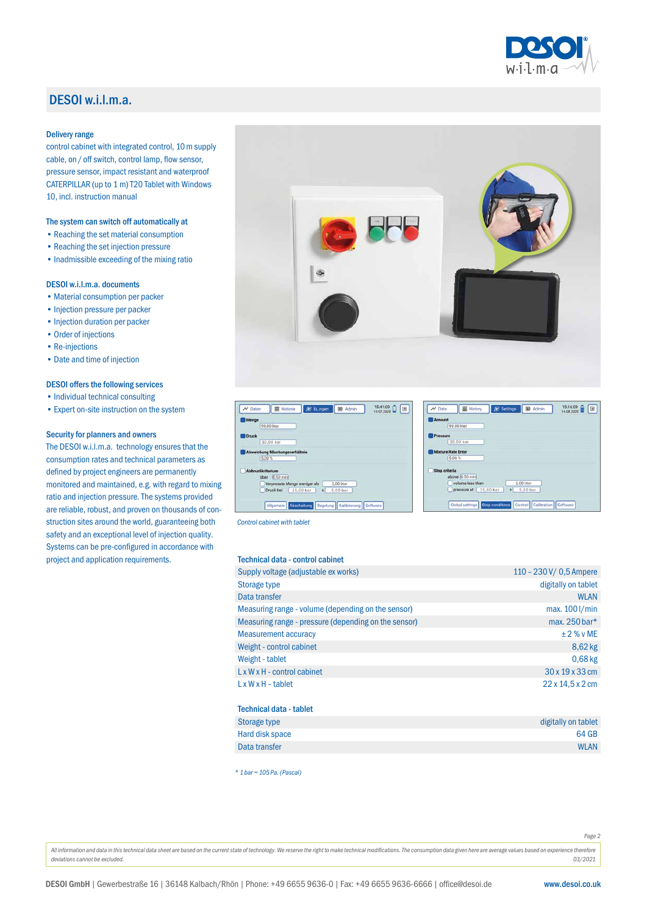## DESOI w.i.l.m.a.

**Delivery range**

control cabinet with integrated control, 10 m supply cable, on / off switch, control lamp, flow sensor, pressure sensor, impact resistant and waterproof CATERPILLAR (up to 1 m) T20 Tablet with Windows 10, incl. instruction manual

**The system can switch off automatically at**

- Reaching the set material consumption
- Reaching the set injection pressure
- Inadmissible exceeding of the mixing ratio

**DESOI w.i.l.m.a. documents**

- Material consumption per packer
- Injection pressure per packer
- Injection duration per packer
- Order of injections
- Re-injections
- Date and time of injection

**DESOI offers the following services**

- Individual technical consulting
- Expert on-site instruction on the system

**Security for planners and owners**

The DESOI w.i.l.m.a. technology ensures that the consumption rates and technical parameters as defined by project engineers are permanently monitored and maintained, e.g. with regard to mixing ratio and injection pressure. The systems provided are reliable, robust, and proven on thousands of construction sites around the world, guaranteeing both safety and an exceptional level of injection quality. Systems can be pre-configured in accordance with project and application requirements.

*Control cabinet with tablet*

**Technical data - control cabinet**

| | |
|---|---|
| Supply voltage (adjustable ex works) | 110 – 230 V/ 0,5 Ampere |
| Storage type | digitally on tablet |
| Data transfer | WLAN |
| Measuring range - volume (depending on the sensor) | max. 100 l/min |
| Measuring range - pressure (depending on the sensor) | max. 250 bar* |
| Measurement accuracy | ± 2 % v ME |
| Weight - control cabinet | 8,62 kg |
| Weight - tablet | 0,68 kg |
| L x W x H - control cabinet | 30 x 19 x 33 cm |
| L x W x H – tablet | 22 x 14,5 x 2 cm |

**Technical data - tablet**

| | |
|---|---|
| Storage type | digitally on tablet |
| Hard disk space | 64 GB |
| Data transfer | WLAN |

*\* 1 bar = 105 Pa. (Pascal)*

*All information and data in this technical data sheet are based on the current state of technology. We reserve the right to make technical modifications. The consumption data given here are average values based on experience therefore deviations cannot be excluded.* *03/2021*

DESOI GmbH | Gewerbestraße 16 | 36148 Kalbach/Rhön | Phone: +49 6655 9636-0 | Fax: +49 6655 9636-6666 | office@desoi.de www.desoi.co.uk